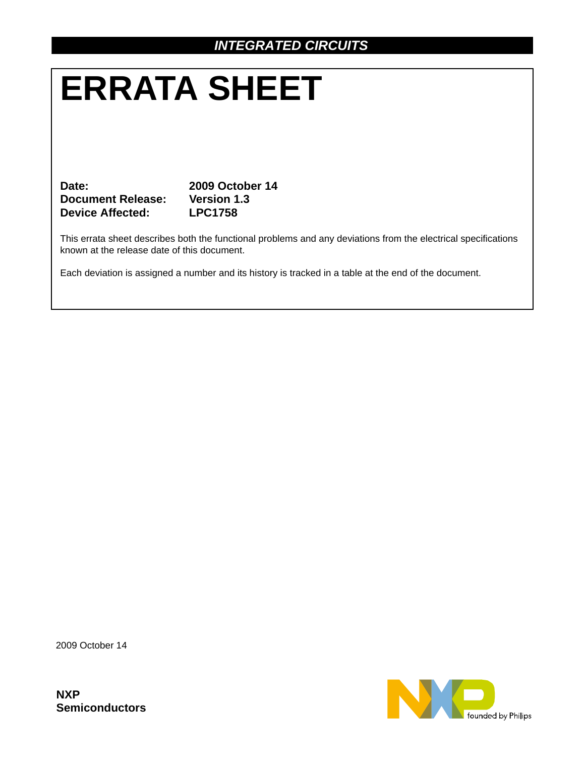*INTEGRATED CIRCUITS*

# ERRATA SHEET

**Date:** 2009 October 14
**Document Release:** Version 1.3
**Device Affected:** LPC1758

This errata sheet describes both the functional problems and any deviations from the electrical specifications known at the release date of this document.

Each deviation is assigned a number and its history is tracked in a table at the end of the document.

2009 October 14

**NXP Semiconductors**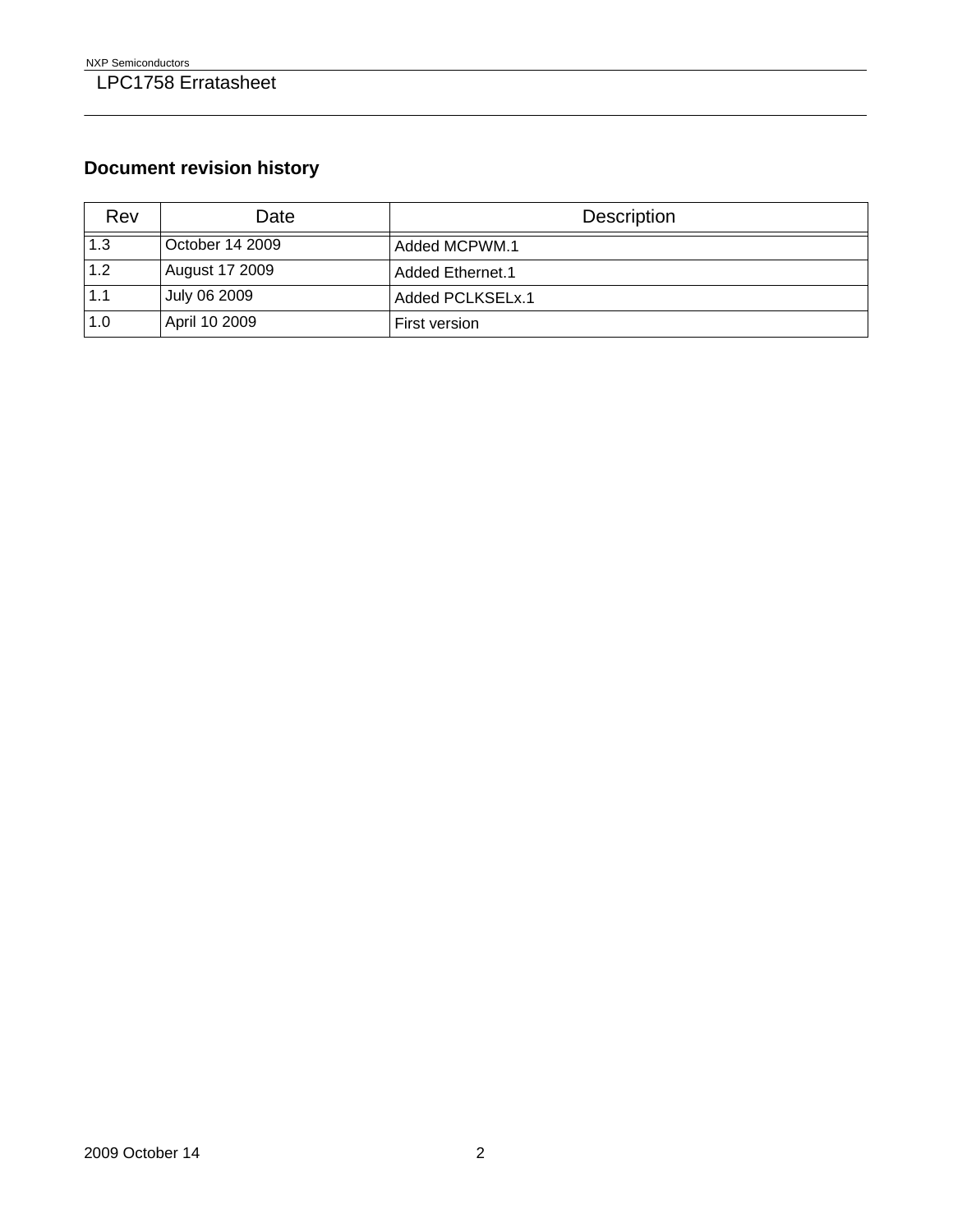## Document revision history

| Rev | Date | Description |
|---|---|---|
| 1.3 | October 14 2009 | Added MCPWM.1 |
| 1.2 | August 17 2009 | Added Ethernet.1 |
| 1.1 | July 06 2009 | Added PCLKSELx.1 |
| 1.0 | April 10 2009 | First version |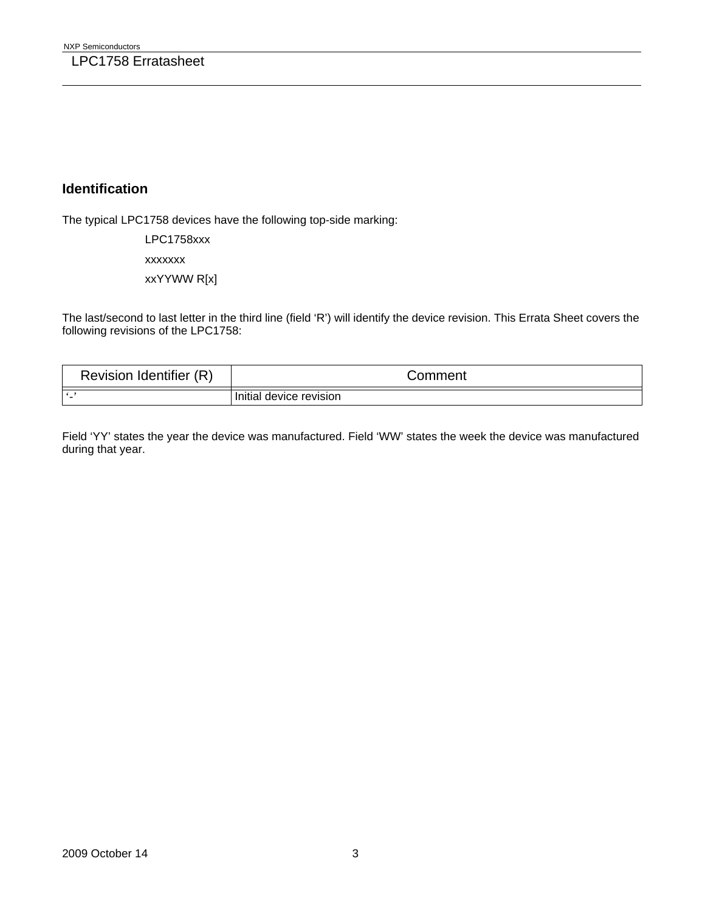## Identification

The typical LPC1758 devices have the following top-side marking:

LPC1758xxx

xxxxxxx

xxYYWW R[x]

The last/second to last letter in the third line (field 'R') will identify the device revision. This Errata Sheet covers the following revisions of the LPC1758:

| Revision Identifier (R) | Comment |
| --- | --- |
| '-' | Initial device revision |

Field 'YY' states the year the device was manufactured. Field 'WW' states the week the device was manufactured during that year.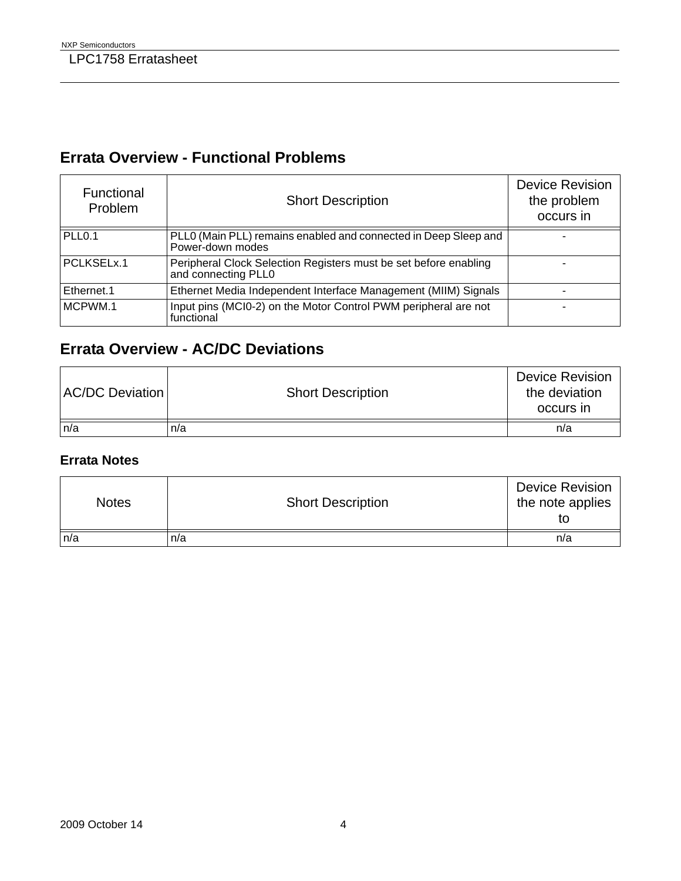## Errata Overview - Functional Problems

| Functional Problem | Short Description | Device Revision the problem occurs in |
|---|---|---|
| PLL0.1 | PLL0 (Main PLL) remains enabled and connected in Deep Sleep and Power-down modes | - |
| PCLKSELx.1 | Peripheral Clock Selection Registers must be set before enabling and connecting PLL0 | - |
| Ethernet.1 | Ethernet Media Independent Interface Management (MIIM) Signals | - |
| MCPWM.1 | Input pins (MCI0-2) on the Motor Control PWM peripheral are not functional | - |

## Errata Overview - AC/DC Deviations

| AC/DC Deviation | Short Description | Device Revision the deviation occurs in |
|---|---|---|
| n/a | n/a | n/a |

### Errata Notes

| Notes | Short Description | Device Revision the note applies to |
|---|---|---|
| n/a | n/a | n/a |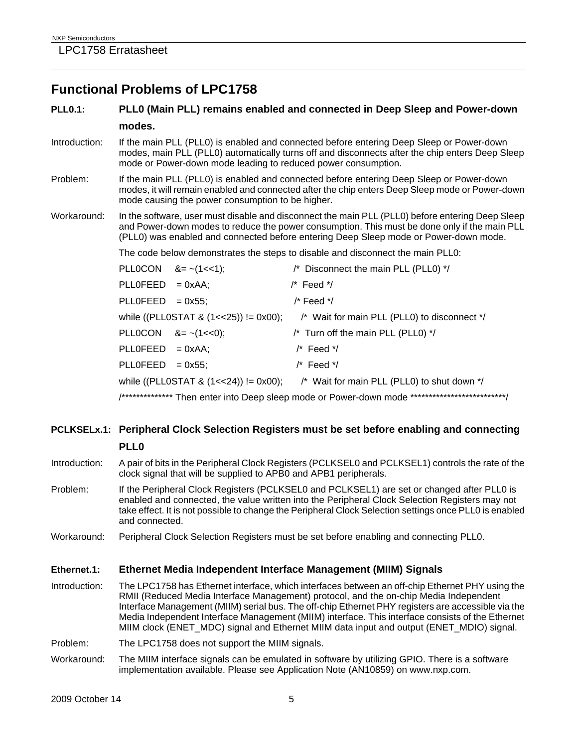## Functional Problems of LPC1758

### PLL0.1: PLL0 (Main PLL) remains enabled and connected in Deep Sleep and Power-down modes.

Introduction: If the main PLL (PLL0) is enabled and connected before entering Deep Sleep or Power-down modes, main PLL (PLL0) automatically turns off and disconnects after the chip enters Deep Sleep mode or Power-down mode leading to reduced power consumption.

Problem: If the main PLL (PLL0) is enabled and connected before entering Deep Sleep or Power-down modes, it will remain enabled and connected after the chip enters Deep Sleep mode or Power-down mode causing the power consumption to be higher.

Workaround: In the software, user must disable and disconnect the main PLL (PLL0) before entering Deep Sleep and Power-down modes to reduce the power consumption. This must be done only if the main PLL (PLL0) was enabled and connected before entering Deep Sleep mode or Power-down mode.

The code below demonstrates the steps to disable and disconnect the main PLL0:

```
PLL0CON   &= ~(1<<1);                     /*  Disconnect the main PLL (PLL0) */
PLL0FEED   = 0xAA;                        /*  Feed */
PLL0FEED   = 0x55;                        /* Feed */
while ((PLL0STAT & (1<<25)) != 0x00);     /*  Wait for main PLL (PLL0) to disconnect */
PLL0CON   &= ~(1<<0);                     /*  Turn off the main PLL (PLL0) */
PLL0FEED   = 0xAA;                        /*  Feed */
PLL0FEED   = 0x55;                        /*  Feed */
while ((PLL0STAT & (1<<24)) != 0x00);     /*  Wait for main PLL (PLL0) to shut down */
/************** Then enter into Deep sleep mode or Power-down mode **************************/
```

### PCLKSELx.1: Peripheral Clock Selection Registers must be set before enabling and connecting PLL0

Introduction: A pair of bits in the Peripheral Clock Registers (PCLKSEL0 and PCLKSEL1) controls the rate of the clock signal that will be supplied to APB0 and APB1 peripherals.

Problem: If the Peripheral Clock Registers (PCLKSEL0 and PCLKSEL1) are set or changed after PLL0 is enabled and connected, the value written into the Peripheral Clock Selection Registers may not take effect. It is not possible to change the Peripheral Clock Selection settings once PLL0 is enabled and connected.

Workaround: Peripheral Clock Selection Registers must be set before enabling and connecting PLL0.

### Ethernet.1: Ethernet Media Independent Interface Management (MIIM) Signals

Introduction: The LPC1758 has Ethernet interface, which interfaces between an off-chip Ethernet PHY using the RMII (Reduced Media Interface Management) protocol, and the on-chip Media Independent Interface Management (MIIM) serial bus. The off-chip Ethernet PHY registers are accessible via the Media Independent Interface Management (MIIM) interface. This interface consists of the Ethernet MIIM clock (ENET_MDC) signal and Ethernet MIIM data input and output (ENET_MDIO) signal.

Problem: The LPC1758 does not support the MIIM signals.

Workaround: The MIIM interface signals can be emulated in software by utilizing GPIO. There is a software implementation available. Please see Application Note (AN10859) on www.nxp.com.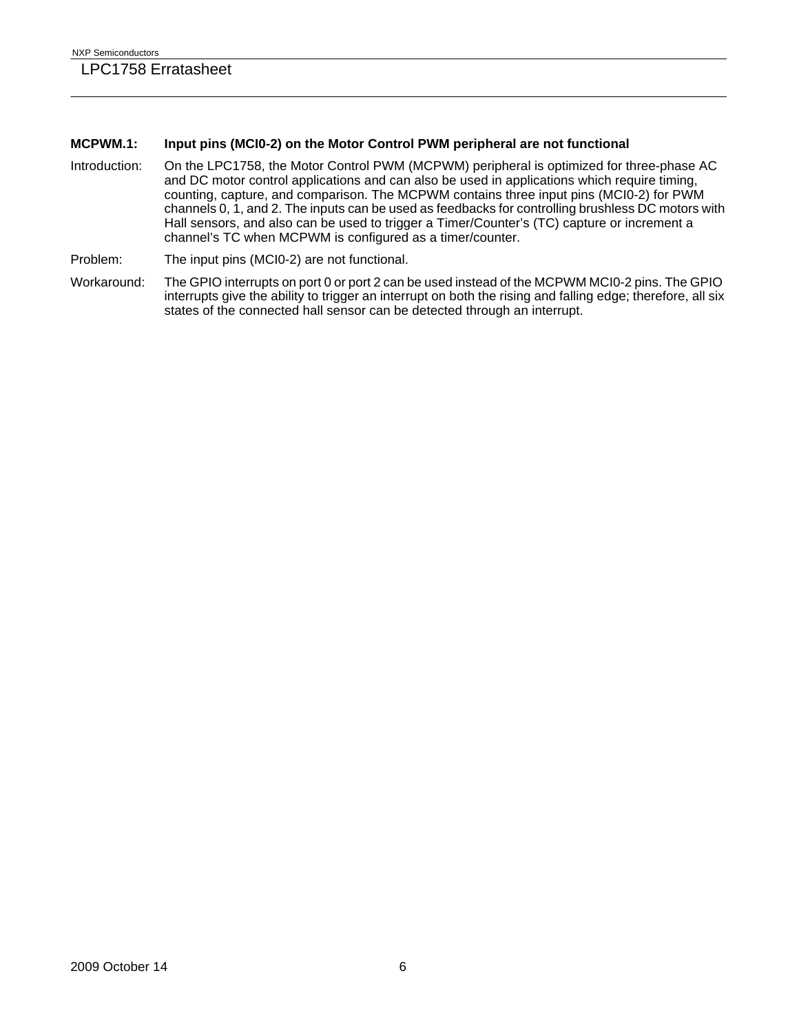**MCPWM.1: Input pins (MCI0-2) on the Motor Control PWM peripheral are not functional**

Introduction: On the LPC1758, the Motor Control PWM (MCPWM) peripheral is optimized for three-phase AC and DC motor control applications and can also be used in applications which require timing, counting, capture, and comparison. The MCPWM contains three input pins (MCI0-2) for PWM channels 0, 1, and 2. The inputs can be used as feedbacks for controlling brushless DC motors with Hall sensors, and also can be used to trigger a Timer/Counter's (TC) capture or increment a channel's TC when MCPWM is configured as a timer/counter.

Problem: The input pins (MCI0-2) are not functional.

Workaround: The GPIO interrupts on port 0 or port 2 can be used instead of the MCPWM MCI0-2 pins. The GPIO interrupts give the ability to trigger an interrupt on both the rising and falling edge; therefore, all six states of the connected hall sensor can be detected through an interrupt.